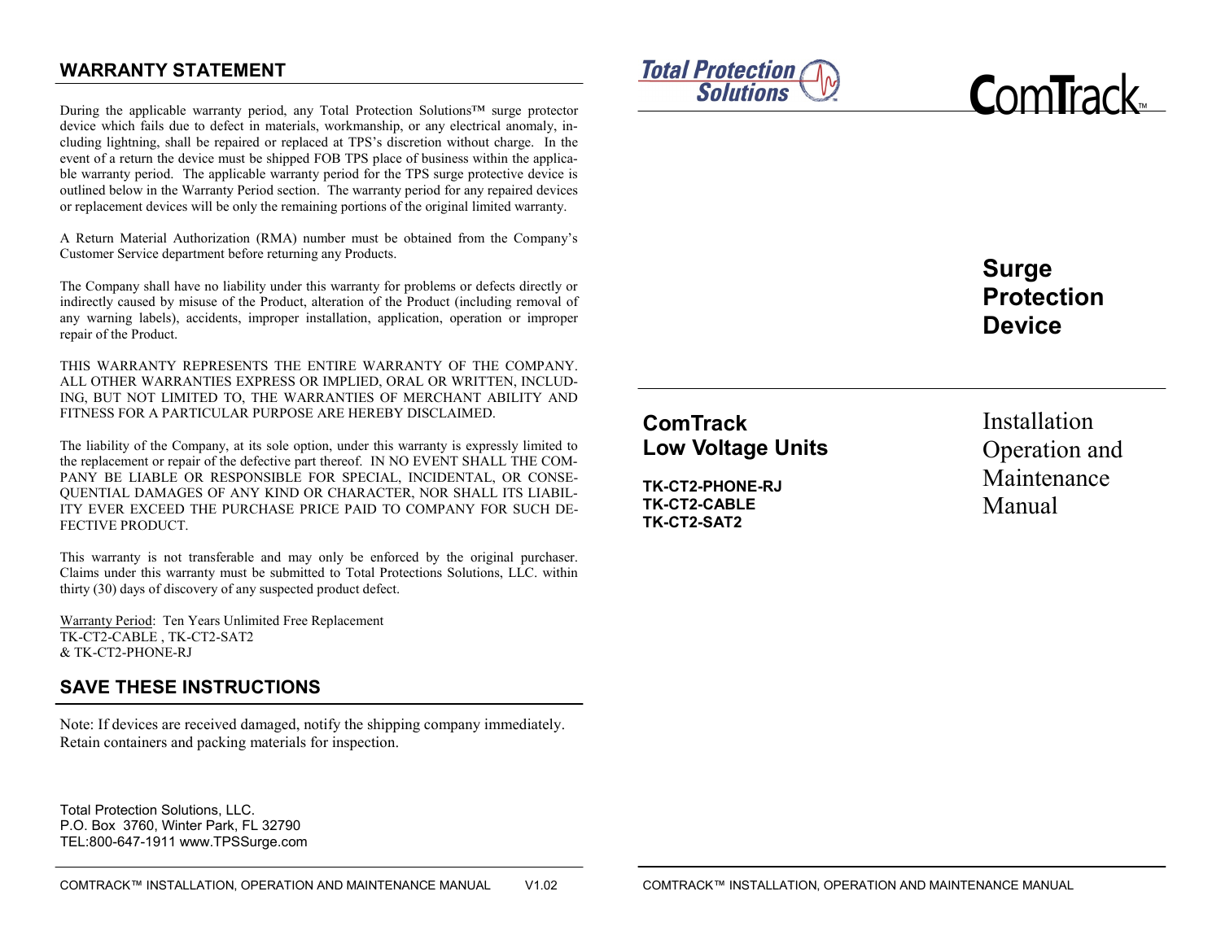## WARRANTY STATEMENT

During the applicable warranty period, any Total Protection Solutions™ surge protector device which fails due to defect in materials, workmanship, or any electrical anomaly, including lightning, shall be repaired or replaced at TPS's discretion without charge. In the event of a return the device must be shipped FOB TPS place of business within the applicable warranty period. The applicable warranty period for the TPS surge protective device is outlined below in the Warranty Period section. The warranty period for any repaired devices or replacement devices will be only the remaining portions of the original limited warranty.

A Return Material Authorization (RMA) number must be obtained from the Company's Customer Service department before returning any Products.

The Company shall have no liability under this warranty for problems or defects directly or indirectly caused by misuse of the Product, alteration of the Product (including removal of any warning labels), accidents, improper installation, application, operation or improper repair of the Product.

THIS WARRANTY REPRESENTS THE ENTIRE WARRANTY OF THE COMPANY. ALL OTHER WARRANTIES EXPRESS OR IMPLIED, ORAL OR WRITTEN, INCLUDING, BUT NOT LIMITED TO, THE WARRANTIES OF MERCHANT ABILITY AND FITNESS FOR A PARTICULAR PURPOSE ARE HEREBY DISCLAIMED.

The liability of the Company, at its sole option, under this warranty is expressly limited to the replacement or repair of the defective part thereof. IN NO EVENT SHALL THE COMPANY BE LIABLE OR RESPONSIBLE FOR SPECIAL, INCIDENTAL, OR CONSEQUENTIAL DAMAGES OF ANY KIND OR CHARACTER, NOR SHALL ITS LIABILITY EVER EXCEED THE PURCHASE PRICE PAID TO COMPANY FOR SUCH DEFECTIVE PRODUCT.

This warranty is not transferable and may only be enforced by the original purchaser. Claims under this warranty must be submitted to Total Protections Solutions, LLC. within thirty (30) days of discovery of any suspected product defect.

Warranty Period: Ten Years Unlimited Free Replacement
TK-CT2-CABLE , TK-CT2-SAT2
& TK-CT2-PHONE-RJ

## SAVE THESE INSTRUCTIONS

Note: If devices are received damaged, notify the shipping company immediately. Retain containers and packing materials for inspection.

Total Protection Solutions, LLC.
P.O. Box 3760, Winter Park, FL 32790
TEL:800-647-1911 www.TPSSurge.com

Total Protection Solutions

ComTrack™

# Surge Protection Device

## ComTrack Low Voltage Units

**TK-CT2-PHONE-RJ**
**TK-CT2-CABLE**
**TK-CT2-SAT2**

Installation Operation and Maintenance Manual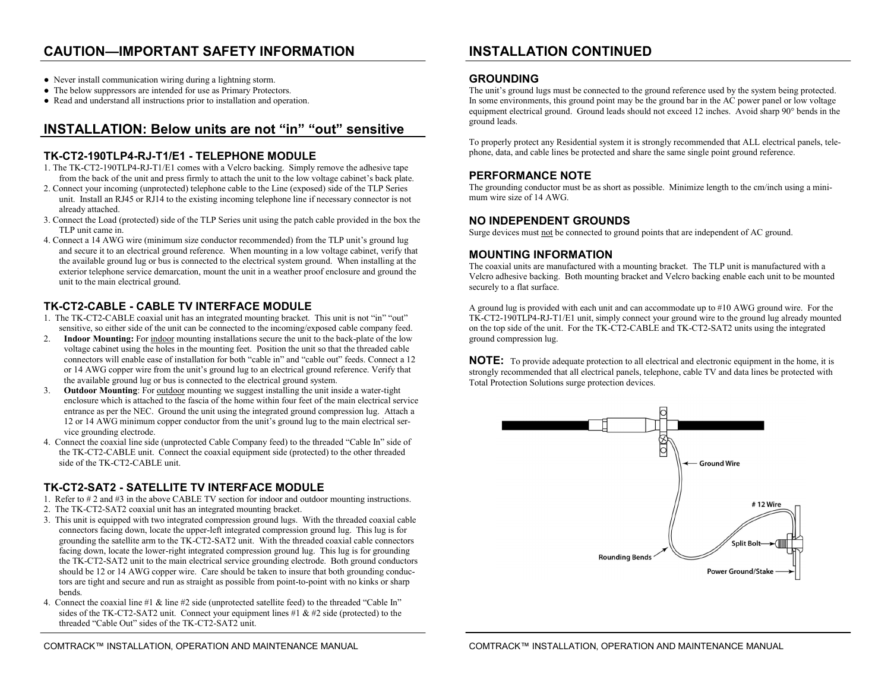## CAUTION—IMPORTANT SAFETY INFORMATION

- Never install communication wiring during a lightning storm.
- The below suppressors are intended for use as Primary Protectors.
- Read and understand all instructions prior to installation and operation.

## INSTALLATION: Below units are not "in" "out" sensitive

### TK-CT2-190TLP4-RJ-T1/E1 - TELEPHONE MODULE

1. The TK-CT2-190TLP4-RJ-T1/E1 comes with a Velcro backing. Simply remove the adhesive tape from the back of the unit and press firmly to attach the unit to the low voltage cabinet's back plate.
2. Connect your incoming (unprotected) telephone cable to the Line (exposed) side of the TLP Series unit. Install an RJ45 or RJ14 to the existing incoming telephone line if necessary connector is not already attached.
3. Connect the Load (protected) side of the TLP Series unit using the patch cable provided in the box the TLP unit came in.
4. Connect a 14 AWG wire (minimum size conductor recommended) from the TLP unit's ground lug and secure it to an electrical ground reference. When mounting in a low voltage cabinet, verify that the available ground lug or bus is connected to the electrical system ground. When installing at the exterior telephone service demarcation, mount the unit in a weather proof enclosure and ground the unit to the main electrical ground.

### TK-CT2-CABLE - CABLE TV INTERFACE MODULE

1. The TK-CT2-CABLE coaxial unit has an integrated mounting bracket. This unit is not "in" "out" sensitive, so either side of the unit can be connected to the incoming/exposed cable company feed.
2. **Indoor Mounting:** For indoor mounting installations secure the unit to the back-plate of the low voltage cabinet using the holes in the mounting feet. Position the unit so that the threaded cable connectors will enable ease of installation for both "cable in" and "cable out" feeds. Connect a 12 or 14 AWG copper wire from the unit's ground lug to an electrical ground reference. Verify that the available ground lug or bus is connected to the electrical ground system.
3. **Outdoor Mounting**: For outdoor mounting we suggest installing the unit inside a water-tight enclosure which is attached to the fascia of the home within four feet of the main electrical service entrance as per the NEC. Ground the unit using the integrated ground compression lug. Attach a 12 or 14 AWG minimum copper conductor from the unit's ground lug to the main electrical service grounding electrode.
4. Connect the coaxial line side (unprotected Cable Company feed) to the threaded "Cable In" side of the TK-CT2-CABLE unit. Connect the coaxial equipment side (protected) to the other threaded side of the TK-CT2-CABLE unit.

### TK-CT2-SAT2 - SATELLITE TV INTERFACE MODULE

1. Refer to # 2 and #3 in the above CABLE TV section for indoor and outdoor mounting instructions.
2. The TK-CT2-SAT2 coaxial unit has an integrated mounting bracket.
3. This unit is equipped with two integrated compression ground lugs. With the threaded coaxial cable connectors facing down, locate the upper-left integrated compression ground lug. This lug is for grounding the satellite arm to the TK-CT2-SAT2 unit. With the threaded coaxial cable connectors facing down, locate the lower-right integrated compression ground lug. This lug is for grounding the TK-CT2-SAT2 unit to the main electrical service grounding electrode. Both ground conductors should be 12 or 14 AWG copper wire. Care should be taken to insure that both grounding conductors are tight and secure and run as straight as possible from point-to-point with no kinks or sharp bends.
4. Connect the coaxial line #1 & line #2 side (unprotected satellite feed) to the threaded "Cable In" sides of the TK-CT2-SAT2 unit. Connect your equipment lines #1 & #2 side (protected) to the threaded "Cable Out" sides of the TK-CT2-SAT2 unit.

## INSTALLATION CONTINUED

### GROUNDING

The unit's ground lugs must be connected to the ground reference used by the system being protected. In some environments, this ground point may be the ground bar in the AC power panel or low voltage equipment electrical ground. Ground leads should not exceed 12 inches. Avoid sharp 90° bends in the ground leads.

To properly protect any Residential system it is strongly recommended that ALL electrical panels, telephone, data, and cable lines be protected and share the same single point ground reference.

### PERFORMANCE NOTE

The grounding conductor must be as short as possible. Minimize length to the cm/inch using a minimum wire size of 14 AWG.

### NO INDEPENDENT GROUNDS

Surge devices must not be connected to ground points that are independent of AC ground.

### MOUNTING INFORMATION

The coaxial units are manufactured with a mounting bracket. The TLP unit is manufactured with a Velcro adhesive backing. Both mounting bracket and Velcro backing enable each unit to be mounted securely to a flat surface.

A ground lug is provided with each unit and can accommodate up to #10 AWG ground wire. For the TK-CT2-190TLP4-RJ-T1/E1 unit, simply connect your ground wire to the ground lug already mounted on the top side of the unit. For the TK-CT2-CABLE and TK-CT2-SAT2 units using the integrated ground compression lug.

**NOTE:** To provide adequate protection to all electrical and electronic equipment in the home, it is strongly recommended that all electrical panels, telephone, cable TV and data lines be protected with Total Protection Solutions surge protection devices.

Ground Wire
# 12 Wire
Split Bolt
Rounding Bends
Power Ground/Stake